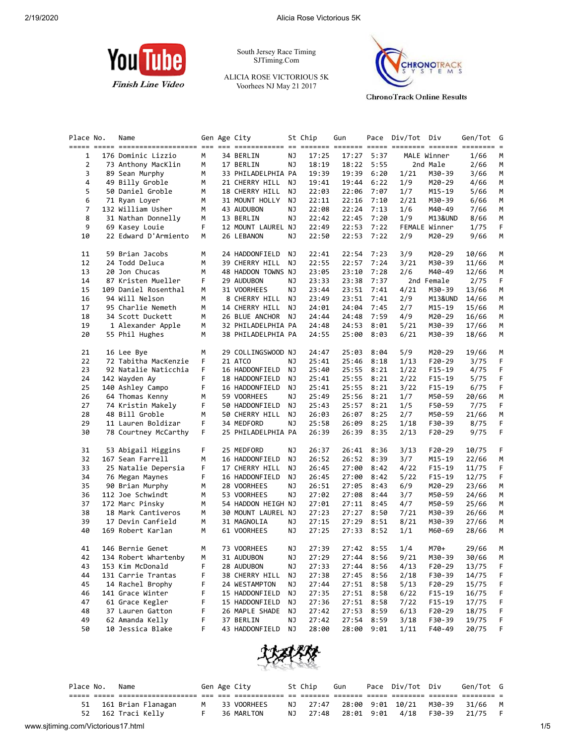South Jersey Race Timing
SJTiming.Com

ALICIA ROSE VICTORIOUS 5K
Voorhees NJ May 21 2017

YouTube *Finish Line Video*

ChronoTrack Online Results

| Place | No. | Name | Gen | Age | City | St | Chip | Gun | Pace | Div/Tot | Div | Gen/Tot | G |
|---|---|---|---|---|---|---|---|---|---|---|---|---|---|
| 1 | 176 | Dominic Lizzio | M | 34 | BERLIN | NJ | 17:25 | 17:27 | 5:37 | MALE Winner | | 1/66 | M |
| 2 | 73 | Anthony MacKlin | M | 17 | BERLIN | NJ | 18:19 | 18:22 | 5:55 | 2nd Male | | 2/66 | M |
| 3 | 89 | Sean Murphy | M | 33 | PHILADELPHIA | PA | 19:39 | 19:39 | 6:20 | 1/21 | M30-39 | 3/66 | M |
| 4 | 49 | Billy Groble | M | 21 | CHERRY HILL | NJ | 19:41 | 19:44 | 6:22 | 1/9 | M20-29 | 4/66 | M |
| 5 | 50 | Daniel Groble | M | 18 | CHERRY HILL | NJ | 22:03 | 22:06 | 7:07 | 1/7 | M15-19 | 5/66 | M |
| 6 | 71 | Ryan Loyer | M | 31 | MOUNT HOLLY | NJ | 22:11 | 22:16 | 7:10 | 2/21 | M30-39 | 6/66 | M |
| 7 | 132 | William Usher | M | 43 | AUDUBON | NJ | 22:08 | 22:24 | 7:13 | 1/6 | M40-49 | 7/66 | M |
| 8 | 31 | Nathan Donnelly | M | 13 | BERLIN | NJ | 22:42 | 22:45 | 7:20 | 1/9 | M13&UND | 8/66 | M |
| 9 | 69 | Kasey Louie | F | 12 | MOUNT LAUREL | NJ | 22:49 | 22:53 | 7:22 | FEMALE Winner | | 1/75 | F |
| 10 | 22 | Edward D'Armiento | M | 26 | LEBANON | NJ | 22:50 | 22:53 | 7:22 | 2/9 | M20-29 | 9/66 | M |
| 11 | 59 | Brian Jacobs | M | 24 | HADDONFIELD | NJ | 22:41 | 22:54 | 7:23 | 3/9 | M20-29 | 10/66 | M |
| 12 | 24 | Todd Deluca | M | 39 | CHERRY HILL | NJ | 22:55 | 22:57 | 7:24 | 3/21 | M30-39 | 11/66 | M |
| 13 | 20 | Jon Chucas | M | 48 | HADDON TOWNS | NJ | 23:05 | 23:10 | 7:28 | 2/6 | M40-49 | 12/66 | M |
| 14 | 87 | Kristen Mueller | F | 29 | AUDUBON | NJ | 23:33 | 23:38 | 7:37 | 2nd Female | | 2/75 | F |
| 15 | 109 | Daniel Rosenthal | M | 31 | VOORHEES | NJ | 23:44 | 23:51 | 7:41 | 4/21 | M30-39 | 13/66 | M |
| 16 | 94 | Will Nelson | M | 8 | CHERRY HILL | NJ | 23:49 | 23:51 | 7:41 | 2/9 | M13&UND | 14/66 | M |
| 17 | 95 | Charlie Nemeth | M | 14 | CHERRY HILL | NJ | 24:01 | 24:04 | 7:45 | 2/7 | M15-19 | 15/66 | M |
| 18 | 34 | Scott Duckett | M | 26 | BLUE ANCHOR | NJ | 24:44 | 24:48 | 7:59 | 4/9 | M20-29 | 16/66 | M |
| 19 | 1 | Alexander Apple | M | 32 | PHILADELPHIA | PA | 24:48 | 24:53 | 8:01 | 5/21 | M30-39 | 17/66 | M |
| 20 | 55 | Phil Hughes | M | 38 | PHILADELPHIA | PA | 24:55 | 25:00 | 8:03 | 6/21 | M30-39 | 18/66 | M |
| 21 | 16 | Lee Bye | M | 29 | COLLINGSWOOD | NJ | 24:47 | 25:03 | 8:04 | 5/9 | M20-29 | 19/66 | M |
| 22 | 72 | Tabitha MacKenzie | F | 21 | ATCO | NJ | 25:41 | 25:46 | 8:18 | 1/13 | F20-29 | 3/75 | F |
| 23 | 92 | Natalie Naticchia | F | 16 | HADDONFIELD | NJ | 25:40 | 25:55 | 8:21 | 1/22 | F15-19 | 4/75 | F |
| 24 | 142 | Wayden Ay | F | 18 | HADDONFIELD | NJ | 25:41 | 25:55 | 8:21 | 2/22 | F15-19 | 5/75 | F |
| 25 | 140 | Ashley Campo | F | 16 | HADDONFIELD | NJ | 25:41 | 25:55 | 8:21 | 3/22 | F15-19 | 6/75 | F |
| 26 | 64 | Thomas Kenny | M | 59 | VOORHEES | NJ | 25:49 | 25:56 | 8:21 | 1/7 | M50-59 | 20/66 | M |
| 27 | 74 | Kristin Makely | F | 50 | HADDONFIELD | NJ | 25:43 | 25:57 | 8:21 | 1/5 | F50-59 | 7/75 | F |
| 28 | 48 | Bill Groble | M | 50 | CHERRY HILL | NJ | 26:03 | 26:07 | 8:25 | 2/7 | M50-59 | 21/66 | M |
| 29 | 11 | Lauren Boldizar | F | 34 | MEDFORD | NJ | 25:58 | 26:09 | 8:25 | 1/18 | F30-39 | 8/75 | F |
| 30 | 78 | Courtney McCarthy | F | 25 | PHILADELPHIA | PA | 26:39 | 26:39 | 8:35 | 2/13 | F20-29 | 9/75 | F |
| 31 | 53 | Abigail Higgins | F | 25 | MEDFORD | NJ | 26:37 | 26:41 | 8:36 | 3/13 | F20-29 | 10/75 | F |
| 32 | 167 | Sean Farrell | M | 16 | HADDONFIELD | NJ | 26:52 | 26:52 | 8:39 | 3/7 | M15-19 | 22/66 | M |
| 33 | 25 | Natalie Depersia | F | 17 | CHERRY HILL | NJ | 26:45 | 27:00 | 8:42 | 4/22 | F15-19 | 11/75 | F |
| 34 | 76 | Megan Maynes | F | 16 | HADDONFIELD | NJ | 26:45 | 27:00 | 8:42 | 5/22 | F15-19 | 12/75 | F |
| 35 | 90 | Brian Murphy | M | 28 | VOORHEES | NJ | 26:51 | 27:05 | 8:43 | 6/9 | M20-29 | 23/66 | M |
| 36 | 112 | Joe Schwindt | M | 53 | VOORHEES | NJ | 27:02 | 27:08 | 8:44 | 3/7 | M50-59 | 24/66 | M |
| 37 | 172 | Marc Pinsky | M | 54 | HADDON HEIGH | NJ | 27:01 | 27:11 | 8:45 | 4/7 | M50-59 | 25/66 | M |
| 38 | 18 | Mark Cantiveros | M | 30 | MOUNT LAUREL | NJ | 27:23 | 27:27 | 8:50 | 7/21 | M30-39 | 26/66 | M |
| 39 | 17 | Devin Canfield | M | 31 | MAGNOLIA | NJ | 27:15 | 27:29 | 8:51 | 8/21 | M30-39 | 27/66 | M |
| 40 | 169 | Robert Karlan | M | 61 | VOORHEES | NJ | 27:25 | 27:33 | 8:52 | 1/1 | M60-69 | 28/66 | M |
| 41 | 146 | Bernie Genet | M | 73 | VOORHEES | NJ | 27:39 | 27:42 | 8:55 | 1/4 | M70+ | 29/66 | M |
| 42 | 134 | Robert Whartenby | M | 31 | AUDUBON | NJ | 27:29 | 27:44 | 8:56 | 9/21 | M30-39 | 30/66 | M |
| 43 | 153 | Kim McDonald | F | 28 | AUDUBON | NJ | 27:33 | 27:44 | 8:56 | 4/13 | F20-29 | 13/75 | F |
| 44 | 131 | Carrie Trantas | F | 38 | CHERRY HILL | NJ | 27:38 | 27:45 | 8:56 | 2/18 | F30-39 | 14/75 | F |
| 45 | 14 | Rachel Brophy | F | 24 | WESTAMPTON | NJ | 27:44 | 27:51 | 8:58 | 5/13 | F20-29 | 15/75 | F |
| 46 | 141 | Grace Winter | F | 15 | HADDONFIELD | NJ | 27:35 | 27:51 | 8:58 | 6/22 | F15-19 | 16/75 | F |
| 47 | 61 | Grace Kegler | F | 15 | HADDONFIELD | NJ | 27:36 | 27:51 | 8:58 | 7/22 | F15-19 | 17/75 | F |
| 48 | 37 | Lauren Gatton | F | 26 | MAPLE SHADE | NJ | 27:42 | 27:53 | 8:59 | 6/13 | F20-29 | 18/75 | F |
| 49 | 62 | Amanda Kelly | F | 37 | BERLIN | NJ | 27:42 | 27:54 | 8:59 | 3/18 | F30-39 | 19/75 | F |
| 50 | 10 | Jessica Blake | F | 43 | HADDONFIELD | NJ | 28:00 | 28:00 | 9:01 | 1/11 | F40-49 | 20/75 | F |
| 51 | 161 | Brian Flanagan | M | 33 | VOORHEES | NJ | 27:47 | 28:00 | 9:01 | 10/21 | M30-39 | 31/66 | M |
| 52 | 162 | Traci Kelly | F | 36 | MARLTON | NJ | 27:48 | 28:01 | 9:01 | 4/18 | F30-39 | 21/75 | F |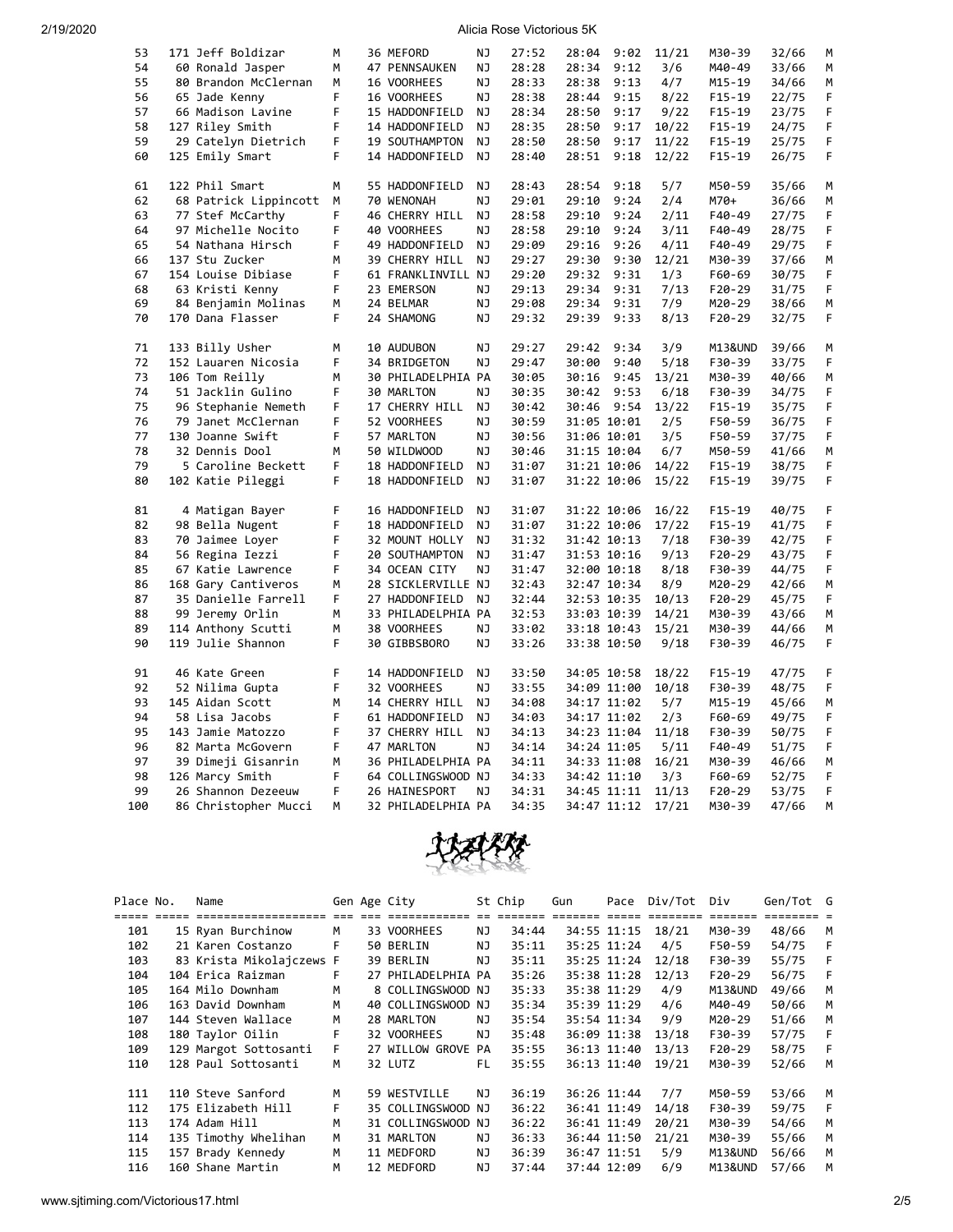| Place | No. | Name | Gen | Age | City | St | Chip | Gun | Pace | Div/Tot | Div | Gen/Tot | G |
|---|---|---|---|---|---|---|---|---|---|---|---|---|---|
| 53 | 171 | Jeff Boldizar | M | 36 | MEFORD | NJ | 27:52 | 28:04 | 9:02 | 11/21 | M30-39 | 32/66 | M |
| 54 | 60 | Ronald Jasper | M | 47 | PENNSAUKEN | NJ | 28:28 | 28:34 | 9:12 | 3/6 | M40-49 | 33/66 | M |
| 55 | 80 | Brandon McClernan | M | 16 | VOORHEES | NJ | 28:33 | 28:38 | 9:13 | 4/7 | M15-19 | 34/66 | M |
| 56 | 65 | Jade Kenny | F | 16 | VOORHEES | NJ | 28:38 | 28:44 | 9:15 | 8/22 | F15-19 | 22/75 | F |
| 57 | 66 | Madison Lavine | F | 15 | HADDONFIELD | NJ | 28:34 | 28:50 | 9:17 | 9/22 | F15-19 | 23/75 | F |
| 58 | 127 | Riley Smith | F | 14 | HADDONFIELD | NJ | 28:35 | 28:50 | 9:17 | 10/22 | F15-19 | 24/75 | F |
| 59 | 29 | Catelyn Dietrich | F | 19 | SOUTHAMPTON | NJ | 28:50 | 28:50 | 9:17 | 11/22 | F15-19 | 25/75 | F |
| 60 | 125 | Emily Smart | F | 14 | HADDONFIELD | NJ | 28:40 | 28:51 | 9:18 | 12/22 | F15-19 | 26/75 | F |
| 61 | 122 | Phil Smart | M | 55 | HADDONFIELD | NJ | 28:43 | 28:54 | 9:18 | 5/7 | M50-59 | 35/66 | M |
| 62 | 68 | Patrick Lippincott | M | 70 | WENONAH | NJ | 29:01 | 29:10 | 9:24 | 2/4 | M70+ | 36/66 | M |
| 63 | 77 | Stef McCarthy | F | 46 | CHERRY HILL | NJ | 28:58 | 29:10 | 9:24 | 2/11 | F40-49 | 27/75 | F |
| 64 | 97 | Michelle Nocito | F | 40 | VOORHEES | NJ | 28:58 | 29:10 | 9:24 | 3/11 | F40-49 | 28/75 | F |
| 65 | 54 | Nathana Hirsch | F | 49 | HADDONFIELD | NJ | 29:09 | 29:16 | 9:26 | 4/11 | F40-49 | 29/75 | F |
| 66 | 137 | Stu Zucker | M | 39 | CHERRY HILL | NJ | 29:27 | 29:30 | 9:30 | 12/21 | M30-39 | 37/66 | M |
| 67 | 154 | Louise Dibiase | F | 61 | FRANKLINVILL | NJ | 29:20 | 29:32 | 9:31 | 1/3 | F60-69 | 30/75 | F |
| 68 | 63 | Kristi Kenny | F | 23 | EMERSON | NJ | 29:13 | 29:34 | 9:31 | 7/13 | F20-29 | 31/75 | F |
| 69 | 84 | Benjamin Molinas | M | 24 | BELMAR | NJ | 29:08 | 29:34 | 9:31 | 7/9 | M20-29 | 38/66 | M |
| 70 | 170 | Dana Flasser | F | 24 | SHAMONG | NJ | 29:32 | 29:39 | 9:33 | 8/13 | F20-29 | 32/75 | F |
| 71 | 133 | Billy Usher | M | 10 | AUDUBON | NJ | 29:27 | 29:42 | 9:34 | 3/9 | M13&UND | 39/66 | M |
| 72 | 152 | Lauaren Nicosia | F | 34 | BRIDGETON | NJ | 29:47 | 30:00 | 9:40 | 5/18 | F30-39 | 33/75 | F |
| 73 | 106 | Tom Reilly | M | 30 | PHILADELPHIA | PA | 30:05 | 30:16 | 9:45 | 13/21 | M30-39 | 40/66 | M |
| 74 | 51 | Jacklin Gulino | F | 30 | MARLTON | NJ | 30:35 | 30:42 | 9:53 | 6/18 | F30-39 | 34/75 | F |
| 75 | 96 | Stephanie Nemeth | F | 17 | CHERRY HILL | NJ | 30:42 | 30:46 | 9:54 | 13/22 | F15-19 | 35/75 | F |
| 76 | 79 | Janet McClernan | F | 52 | VOORHEES | NJ | 30:59 | 31:05 | 10:01 | 2/5 | F50-59 | 36/75 | F |
| 77 | 130 | Joanne Swift | F | 57 | MARLTON | NJ | 30:56 | 31:06 | 10:01 | 3/5 | F50-59 | 37/75 | F |
| 78 | 32 | Dennis Dool | M | 50 | WILDWOOD | NJ | 30:46 | 31:15 | 10:04 | 6/7 | M50-59 | 41/66 | M |
| 79 | 5 | Caroline Beckett | F | 18 | HADDONFIELD | NJ | 31:07 | 31:21 | 10:06 | 14/22 | F15-19 | 38/75 | F |
| 80 | 102 | Katie Pileggi | F | 18 | HADDONFIELD | NJ | 31:07 | 31:22 | 10:06 | 15/22 | F15-19 | 39/75 | F |
| 81 | 4 | Matigan Bayer | F | 16 | HADDONFIELD | NJ | 31:07 | 31:22 | 10:06 | 16/22 | F15-19 | 40/75 | F |
| 82 | 98 | Bella Nugent | F | 18 | HADDONFIELD | NJ | 31:07 | 31:22 | 10:06 | 17/22 | F15-19 | 41/75 | F |
| 83 | 70 | Jaimee Loyer | F | 32 | MOUNT HOLLY | NJ | 31:32 | 31:42 | 10:13 | 7/18 | F30-39 | 42/75 | F |
| 84 | 56 | Regina Iezzi | F | 20 | SOUTHAMPTON | NJ | 31:47 | 31:53 | 10:16 | 9/13 | F20-29 | 43/75 | F |
| 85 | 67 | Katie Lawrence | F | 34 | OCEAN CITY | NJ | 31:47 | 32:00 | 10:18 | 8/18 | F30-39 | 44/75 | F |
| 86 | 168 | Gary Cantiveros | M | 28 | SICKLERVILLE | NJ | 32:43 | 32:47 | 10:34 | 8/9 | M20-29 | 42/66 | M |
| 87 | 35 | Danielle Farrell | F | 27 | HADDONFIELD | NJ | 32:44 | 32:53 | 10:35 | 10/13 | F20-29 | 45/75 | F |
| 88 | 99 | Jeremy Orlin | M | 33 | PHILADELPHIA | PA | 32:53 | 33:03 | 10:39 | 14/21 | M30-39 | 43/66 | M |
| 89 | 114 | Anthony Scutti | M | 38 | VOORHEES | NJ | 33:02 | 33:18 | 10:43 | 15/21 | M30-39 | 44/66 | M |
| 90 | 119 | Julie Shannon | F | 30 | GIBBSBORO | NJ | 33:26 | 33:38 | 10:50 | 9/18 | F30-39 | 46/75 | F |
| 91 | 46 | Kate Green | F | 14 | HADDONFIELD | NJ | 33:50 | 34:05 | 10:58 | 18/22 | F15-19 | 47/75 | F |
| 92 | 52 | Nilima Gupta | F | 32 | VOORHEES | NJ | 33:55 | 34:09 | 11:00 | 10/18 | F30-39 | 48/75 | F |
| 93 | 145 | Aidan Scott | M | 14 | CHERRY HILL | NJ | 34:08 | 34:17 | 11:02 | 5/7 | M15-19 | 45/66 | M |
| 94 | 58 | Lisa Jacobs | F | 61 | HADDONFIELD | NJ | 34:03 | 34:17 | 11:02 | 2/3 | F60-69 | 49/75 | F |
| 95 | 143 | Jamie Matozzo | F | 37 | CHERRY HILL | NJ | 34:13 | 34:23 | 11:04 | 11/18 | F30-39 | 50/75 | F |
| 96 | 82 | Marta McGovern | F | 47 | MARLTON | NJ | 34:14 | 34:24 | 11:05 | 5/11 | F40-49 | 51/75 | F |
| 97 | 39 | Dimeji Gisanrin | M | 36 | PHILADELPHIA | PA | 34:11 | 34:33 | 11:08 | 16/21 | M30-39 | 46/66 | M |
| 98 | 126 | Marcy Smith | F | 64 | COLLINGSWOOD | NJ | 34:33 | 34:42 | 11:10 | 3/3 | F60-69 | 52/75 | F |
| 99 | 26 | Shannon Dezeeuw | F | 26 | HAINESPORT | NJ | 34:31 | 34:45 | 11:11 | 11/13 | F20-29 | 53/75 | F |
| 100 | 86 | Christopher Mucci | M | 32 | PHILADELPHIA | PA | 34:35 | 34:47 | 11:12 | 17/21 | M30-39 | 47/66 | M |

| Place | No. | Name | Gen | Age | City | St | Chip | Gun | Pace | Div/Tot | Div | Gen/Tot | G |
|---|---|---|---|---|---|---|---|---|---|---|---|---|---|
| 101 | 15 | Ryan Burchinow | M | 33 | VOORHEES | NJ | 34:44 | 34:55 | 11:15 | 18/21 | M30-39 | 48/66 | M |
| 102 | 21 | Karen Costanzo | F | 50 | BERLIN | NJ | 35:11 | 35:25 | 11:24 | 4/5 | F50-59 | 54/75 | F |
| 103 | 83 | Krista Mikolajczews | F | 39 | BERLIN | NJ | 35:11 | 35:25 | 11:24 | 12/18 | F30-39 | 55/75 | F |
| 104 | 104 | Erica Raizman | F | 27 | PHILADELPHIA | PA | 35:26 | 35:38 | 11:28 | 12/13 | F20-29 | 56/75 | F |
| 105 | 164 | Milo Downham | M | 8 | COLLINGSWOOD | NJ | 35:33 | 35:38 | 11:29 | 4/9 | M13&UND | 49/66 | M |
| 106 | 163 | David Downham | M | 40 | COLLINGSWOOD | NJ | 35:34 | 35:39 | 11:29 | 4/6 | M40-49 | 50/66 | M |
| 107 | 144 | Steven Wallace | M | 28 | MARLTON | NJ | 35:54 | 35:54 | 11:34 | 9/9 | M20-29 | 51/66 | M |
| 108 | 180 | Taylor Oilin | F | 32 | VOORHEES | NJ | 35:48 | 36:09 | 11:38 | 13/18 | F30-39 | 57/75 | F |
| 109 | 129 | Margot Sottosanti | F | 27 | WILLOW GROVE | PA | 35:55 | 36:13 | 11:40 | 13/13 | F20-29 | 58/75 | F |
| 110 | 128 | Paul Sottosanti | M | 32 | LUTZ | FL | 35:55 | 36:13 | 11:40 | 19/21 | M30-39 | 52/66 | M |
| 111 | 110 | Steve Sanford | M | 59 | WESTVILLE | NJ | 36:19 | 36:26 | 11:44 | 7/7 | M50-59 | 53/66 | M |
| 112 | 175 | Elizabeth Hill | F | 35 | COLLINGSWOOD | NJ | 36:22 | 36:41 | 11:49 | 14/18 | F30-39 | 59/75 | F |
| 113 | 174 | Adam Hill | M | 31 | COLLINGSWOOD | NJ | 36:22 | 36:41 | 11:49 | 20/21 | M30-39 | 54/66 | M |
| 114 | 135 | Timothy Whelihan | M | 31 | MARLTON | NJ | 36:33 | 36:44 | 11:50 | 21/21 | M30-39 | 55/66 | M |
| 115 | 157 | Brady Kennedy | M | 11 | MEDFORD | NJ | 36:39 | 36:47 | 11:51 | 5/9 | M13&UND | 56/66 | M |
| 116 | 160 | Shane Martin | M | 12 | MEDFORD | NJ | 37:44 | 37:44 | 12:09 | 6/9 | M13&UND | 57/66 | M |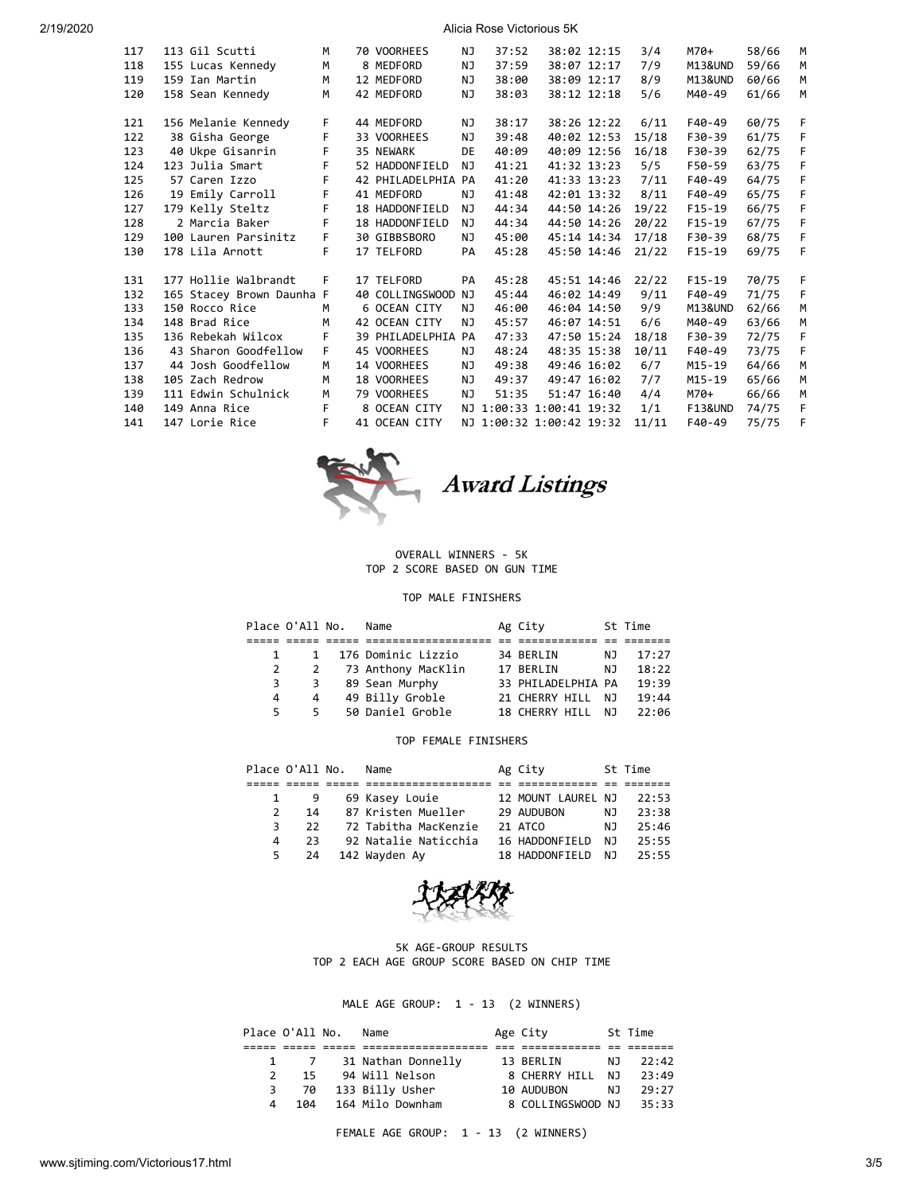| Place | No. | Name | Sex | Age | City | St | Gun Time | Chip Time | Pace | Div Place | Division | Sex Place | Sex |
|---|---|---|---|---|---|---|---|---|---|---|---|---|---|
| 117 | 113 | Gil Scutti | M | 70 | VOORHEES | NJ | 37:52 | 38:02 | 12:15 | 3/4 | M70+ | 58/66 | M |
| 118 | 155 | Lucas Kennedy | M | 8 | MEDFORD | NJ | 37:59 | 38:07 | 12:17 | 7/9 | M13&UND | 59/66 | M |
| 119 | 159 | Ian Martin | M | 12 | MEDFORD | NJ | 38:00 | 38:09 | 12:17 | 8/9 | M13&UND | 60/66 | M |
| 120 | 158 | Sean Kennedy | M | 42 | MEDFORD | NJ | 38:03 | 38:12 | 12:18 | 5/6 | M40-49 | 61/66 | M |
| 121 | 156 | Melanie Kennedy | F | 44 | MEDFORD | NJ | 38:17 | 38:26 | 12:22 | 6/11 | F40-49 | 60/75 | F |
| 122 | 38 | Gisha George | F | 33 | VOORHEES | NJ | 39:48 | 40:02 | 12:53 | 15/18 | F30-39 | 61/75 | F |
| 123 | 40 | Ukpe Gisanrin | F | 35 | NEWARK | DE | 40:09 | 40:09 | 12:56 | 16/18 | F30-39 | 62/75 | F |
| 124 | 123 | Julia Smart | F | 52 | HADDONFIELD | NJ | 41:21 | 41:32 | 13:23 | 5/5 | F50-59 | 63/75 | F |
| 125 | 57 | Caren Izzo | F | 42 | PHILADELPHIA | PA | 41:20 | 41:33 | 13:23 | 7/11 | F40-49 | 64/75 | F |
| 126 | 19 | Emily Carroll | F | 41 | MEDFORD | NJ | 41:48 | 42:01 | 13:32 | 8/11 | F40-49 | 65/75 | F |
| 127 | 179 | Kelly Steltz | F | 18 | HADDONFIELD | NJ | 44:34 | 44:50 | 14:26 | 19/22 | F15-19 | 66/75 | F |
| 128 | 2 | Marcia Baker | F | 18 | HADDONFIELD | NJ | 44:34 | 44:50 | 14:26 | 20/22 | F15-19 | 67/75 | F |
| 129 | 100 | Lauren Parsinitz | F | 30 | GIBBSBORO | NJ | 45:00 | 45:14 | 14:34 | 17/18 | F30-39 | 68/75 | F |
| 130 | 178 | Lila Arnott | F | 17 | TELFORD | PA | 45:28 | 45:50 | 14:46 | 21/22 | F15-19 | 69/75 | F |
| 131 | 177 | Hollie Walbrandt | F | 17 | TELFORD | PA | 45:28 | 45:51 | 14:46 | 22/22 | F15-19 | 70/75 | F |
| 132 | 165 | Stacey Brown Daunha | F | 40 | COLLINGSWOOD | NJ | 45:44 | 46:02 | 14:49 | 9/11 | F40-49 | 71/75 | F |
| 133 | 150 | Rocco Rice | M | 6 | OCEAN CITY | NJ | 46:00 | 46:04 | 14:50 | 9/9 | M13&UND | 62/66 | M |
| 134 | 148 | Brad Rice | M | 42 | OCEAN CITY | NJ | 45:57 | 46:07 | 14:51 | 6/6 | M40-49 | 63/66 | M |
| 135 | 136 | Rebekah Wilcox | F | 39 | PHILADELPHIA | PA | 47:33 | 47:50 | 15:24 | 18/18 | F30-39 | 72/75 | F |
| 136 | 43 | Sharon Goodfellow | F | 45 | VOORHEES | NJ | 48:24 | 48:35 | 15:38 | 10/11 | F40-49 | 73/75 | F |
| 137 | 44 | Josh Goodfellow | M | 14 | VOORHEES | NJ | 49:38 | 49:46 | 16:02 | 6/7 | M15-19 | 64/66 | M |
| 138 | 105 | Zach Redrow | M | 18 | VOORHEES | NJ | 49:37 | 49:47 | 16:02 | 7/7 | M15-19 | 65/66 | M |
| 139 | 111 | Edwin Schulnick | M | 79 | VOORHEES | NJ | 51:35 | 51:47 | 16:40 | 4/4 | M70+ | 66/66 | M |
| 140 | 149 | Anna Rice | F | 8 | OCEAN CITY | NJ | 1:00:33 | 1:00:41 | 19:32 | 1/1 | F13&UND | 74/75 | F |
| 141 | 147 | Lorie Rice | F | 41 | OCEAN CITY | NJ | 1:00:32 | 1:00:42 | 19:32 | 11/11 | F40-49 | 75/75 | F |

## *Award Listings*

OVERALL WINNERS - 5K
TOP 2 SCORE BASED ON GUN TIME

### TOP MALE FINISHERS

| Place | O'All | No. | Name | Ag | City | St | Time |
|---|---|---|---|---|---|---|---|
| 1 | 1 | 176 | Dominic Lizzio | 34 | BERLIN | NJ | 17:27 |
| 2 | 2 | 73 | Anthony MacKlin | 17 | BERLIN | NJ | 18:22 |
| 3 | 3 | 89 | Sean Murphy | 33 | PHILADELPHIA | PA | 19:39 |
| 4 | 4 | 49 | Billy Groble | 21 | CHERRY HILL | NJ | 19:44 |
| 5 | 5 | 50 | Daniel Groble | 18 | CHERRY HILL | NJ | 22:06 |

### TOP FEMALE FINISHERS

| Place | O'All | No. | Name | Ag | City | St | Time |
|---|---|---|---|---|---|---|---|
| 1 | 9 | 69 | Kasey Louie | 12 | MOUNT LAUREL | NJ | 22:53 |
| 2 | 14 | 87 | Kristen Mueller | 29 | AUDUBON | NJ | 23:38 |
| 3 | 22 | 72 | Tabitha MacKenzie | 21 | ATCO | NJ | 25:46 |
| 4 | 23 | 92 | Natalie Naticchia | 16 | HADDONFIELD | NJ | 25:55 |
| 5 | 24 | 142 | Wayden Ay | 18 | HADDONFIELD | NJ | 25:55 |

5K AGE-GROUP RESULTS
TOP 2 EACH AGE GROUP SCORE BASED ON CHIP TIME

### MALE AGE GROUP: 1 - 13 (2 WINNERS)

| Place | O'All | No. | Name | Age | City | St | Time |
|---|---|---|---|---|---|---|---|
| 1 | 7 | 31 | Nathan Donnelly | 13 | BERLIN | NJ | 22:42 |
| 2 | 15 | 94 | Will Nelson | 8 | CHERRY HILL | NJ | 23:49 |
| 3 | 70 | 133 | Billy Usher | 10 | AUDUBON | NJ | 29:27 |
| 4 | 104 | 164 | Milo Downham | 8 | COLLINGSWOOD | NJ | 35:33 |

### FEMALE AGE GROUP: 1 - 13 (2 WINNERS)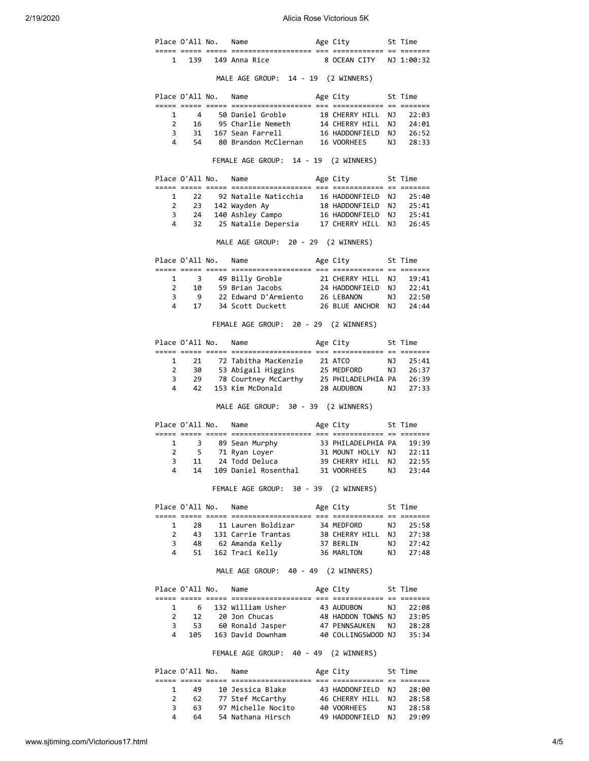| Place | O'All | No. | Name | Age | City | St | Time |
|---|---|---|---|---|---|---|---|
| 1 | 139 | 149 | Anna Rice | 8 | OCEAN CITY | NJ | 1:00:32 |

MALE AGE GROUP: 14 - 19 (2 WINNERS)

| Place | O'All | No. | Name | Age | City | St | Time |
|---|---|---|---|---|---|---|---|
| 1 | 4 | 50 | Daniel Groble | 18 | CHERRY HILL | NJ | 22:03 |
| 2 | 16 | 95 | Charlie Nemeth | 14 | CHERRY HILL | NJ | 24:01 |
| 3 | 31 | 167 | Sean Farrell | 16 | HADDONFIELD | NJ | 26:52 |
| 4 | 54 | 80 | Brandon McClernan | 16 | VOORHEES | NJ | 28:33 |

FEMALE AGE GROUP: 14 - 19 (2 WINNERS)

| Place | O'All | No. | Name | Age | City | St | Time |
|---|---|---|---|---|---|---|---|
| 1 | 22 | 92 | Natalie Naticchia | 16 | HADDONFIELD | NJ | 25:40 |
| 2 | 23 | 142 | Wayden Ay | 18 | HADDONFIELD | NJ | 25:41 |
| 3 | 24 | 140 | Ashley Campo | 16 | HADDONFIELD | NJ | 25:41 |
| 4 | 32 | 25 | Natalie Depersia | 17 | CHERRY HILL | NJ | 26:45 |

MALE AGE GROUP: 20 - 29 (2 WINNERS)

| Place | O'All | No. | Name | Age | City | St | Time |
|---|---|---|---|---|---|---|---|
| 1 | 3 | 49 | Billy Groble | 21 | CHERRY HILL | NJ | 19:41 |
| 2 | 10 | 59 | Brian Jacobs | 24 | HADDONFIELD | NJ | 22:41 |
| 3 | 9 | 22 | Edward D'Armiento | 26 | LEBANON | NJ | 22:50 |
| 4 | 17 | 34 | Scott Duckett | 26 | BLUE ANCHOR | NJ | 24:44 |

FEMALE AGE GROUP: 20 - 29 (2 WINNERS)

| Place | O'All | No. | Name | Age | City | St | Time |
|---|---|---|---|---|---|---|---|
| 1 | 21 | 72 | Tabitha MacKenzie | 21 | ATCO | NJ | 25:41 |
| 2 | 30 | 53 | Abigail Higgins | 25 | MEDFORD | NJ | 26:37 |
| 3 | 29 | 78 | Courtney McCarthy | 25 | PHILADELPHIA | PA | 26:39 |
| 4 | 42 | 153 | Kim McDonald | 28 | AUDUBON | NJ | 27:33 |

MALE AGE GROUP: 30 - 39 (2 WINNERS)

| Place | O'All | No. | Name | Age | City | St | Time |
|---|---|---|---|---|---|---|---|
| 1 | 3 | 89 | Sean Murphy | 33 | PHILADELPHIA | PA | 19:39 |
| 2 | 5 | 71 | Ryan Loyer | 31 | MOUNT HOLLY | NJ | 22:11 |
| 3 | 11 | 24 | Todd Deluca | 39 | CHERRY HILL | NJ | 22:55 |
| 4 | 14 | 109 | Daniel Rosenthal | 31 | VOORHEES | NJ | 23:44 |

FEMALE AGE GROUP: 30 - 39 (2 WINNERS)

| Place | O'All | No. | Name | Age | City | St | Time |
|---|---|---|---|---|---|---|---|
| 1 | 28 | 11 | Lauren Boldizar | 34 | MEDFORD | NJ | 25:58 |
| 2 | 43 | 131 | Carrie Trantas | 38 | CHERRY HILL | NJ | 27:38 |
| 3 | 48 | 62 | Amanda Kelly | 37 | BERLIN | NJ | 27:42 |
| 4 | 51 | 162 | Traci Kelly | 36 | MARLTON | NJ | 27:48 |

MALE AGE GROUP: 40 - 49 (2 WINNERS)

| Place | O'All | No. | Name | Age | City | St | Time |
|---|---|---|---|---|---|---|---|
| 1 | 6 | 132 | William Usher | 43 | AUDUBON | NJ | 22:08 |
| 2 | 12 | 20 | Jon Chucas | 48 | HADDON TOWNS | NJ | 23:05 |
| 3 | 53 | 60 | Ronald Jasper | 47 | PENNSAUKEN | NJ | 28:28 |
| 4 | 105 | 163 | David Downham | 40 | COLLINGSWOOD | NJ | 35:34 |

FEMALE AGE GROUP: 40 - 49 (2 WINNERS)

| Place | O'All | No. | Name | Age | City | St | Time |
|---|---|---|---|---|---|---|---|
| 1 | 49 | 10 | Jessica Blake | 43 | HADDONFIELD | NJ | 28:00 |
| 2 | 62 | 77 | Stef McCarthy | 46 | CHERRY HILL | NJ | 28:58 |
| 3 | 63 | 97 | Michelle Nocito | 40 | VOORHEES | NJ | 28:58 |
| 4 | 64 | 54 | Nathana Hirsch | 49 | HADDONFIELD | NJ | 29:09 |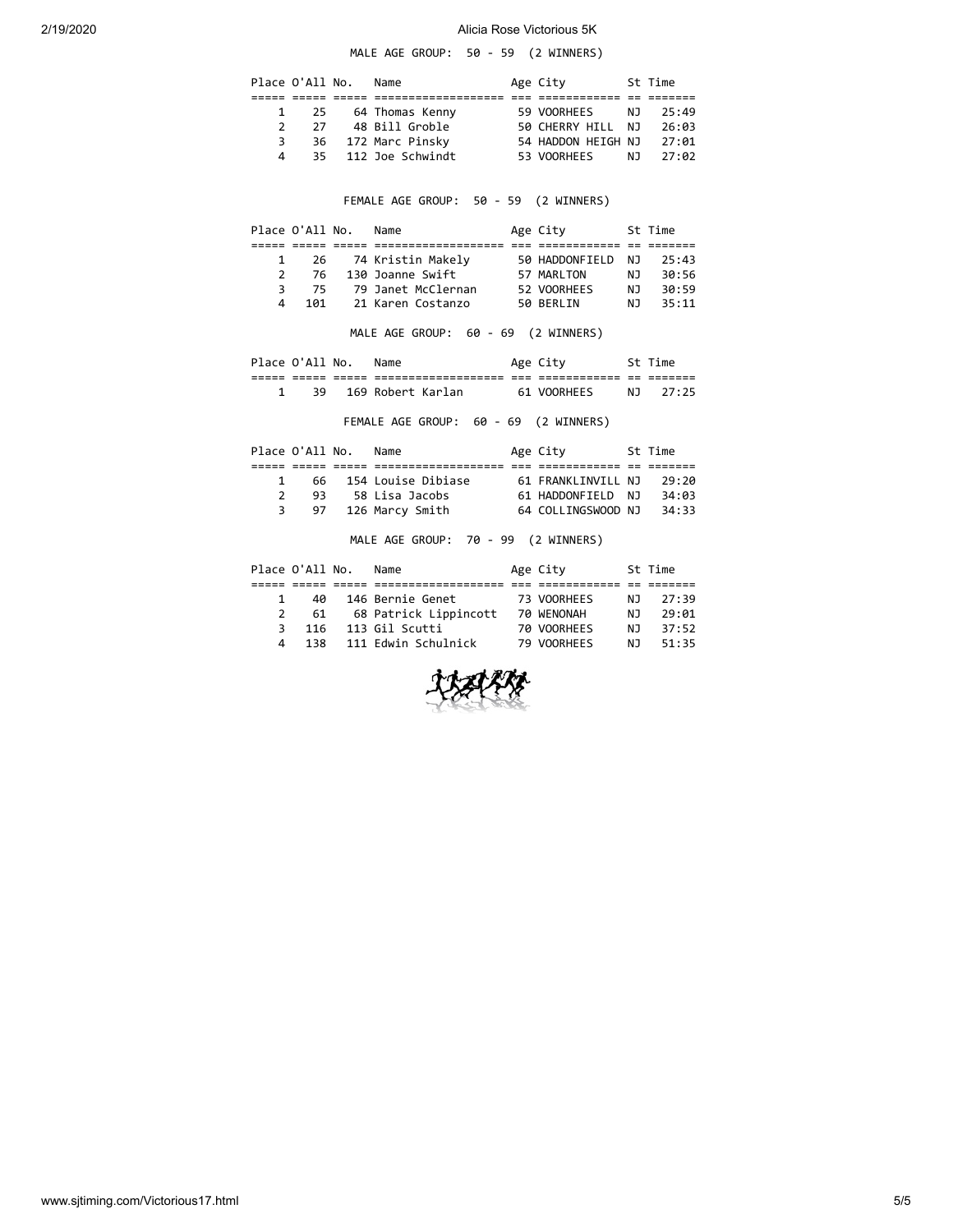MALE AGE GROUP: 50 - 59 (2 WINNERS)

| Place | O'All | No. | Name | Age | City | St | Time |
|---|---|---|---|---|---|---|---|
| 1 | 25 | 64 | Thomas Kenny | 59 | VOORHEES | NJ | 25:49 |
| 2 | 27 | 48 | Bill Groble | 50 | CHERRY HILL | NJ | 26:03 |
| 3 | 36 | 172 | Marc Pinsky | 54 | HADDON HEIGH | NJ | 27:01 |
| 4 | 35 | 112 | Joe Schwindt | 53 | VOORHEES | NJ | 27:02 |

FEMALE AGE GROUP: 50 - 59 (2 WINNERS)

| Place | O'All | No. | Name | Age | City | St | Time |
|---|---|---|---|---|---|---|---|
| 1 | 26 | 74 | Kristin Makely | 50 | HADDONFIELD | NJ | 25:43 |
| 2 | 76 | 130 | Joanne Swift | 57 | MARLTON | NJ | 30:56 |
| 3 | 75 | 79 | Janet McClernan | 52 | VOORHEES | NJ | 30:59 |
| 4 | 101 | 21 | Karen Costanzo | 50 | BERLIN | NJ | 35:11 |

MALE AGE GROUP: 60 - 69 (2 WINNERS)

| Place | O'All | No. | Name | Age | City | St | Time |
|---|---|---|---|---|---|---|---|
| 1 | 39 | 169 | Robert Karlan | 61 | VOORHEES | NJ | 27:25 |

FEMALE AGE GROUP: 60 - 69 (2 WINNERS)

| Place | O'All | No. | Name | Age | City | St | Time |
|---|---|---|---|---|---|---|---|
| 1 | 66 | 154 | Louise Dibiase | 61 | FRANKLINVILL | NJ | 29:20 |
| 2 | 93 | 58 | Lisa Jacobs | 61 | HADDONFIELD | NJ | 34:03 |
| 3 | 97 | 126 | Marcy Smith | 64 | COLLINGSWOOD | NJ | 34:33 |

MALE AGE GROUP: 70 - 99 (2 WINNERS)

| Place | O'All | No. | Name | Age | City | St | Time |
|---|---|---|---|---|---|---|---|
| 1 | 40 | 146 | Bernie Genet | 73 | VOORHEES | NJ | 27:39 |
| 2 | 61 | 68 | Patrick Lippincott | 70 | WENONAH | NJ | 29:01 |
| 3 | 116 | 113 | Gil Scutti | 70 | VOORHEES | NJ | 37:52 |
| 4 | 138 | 111 | Edwin Schulnick | 79 | VOORHEES | NJ | 51:35 |